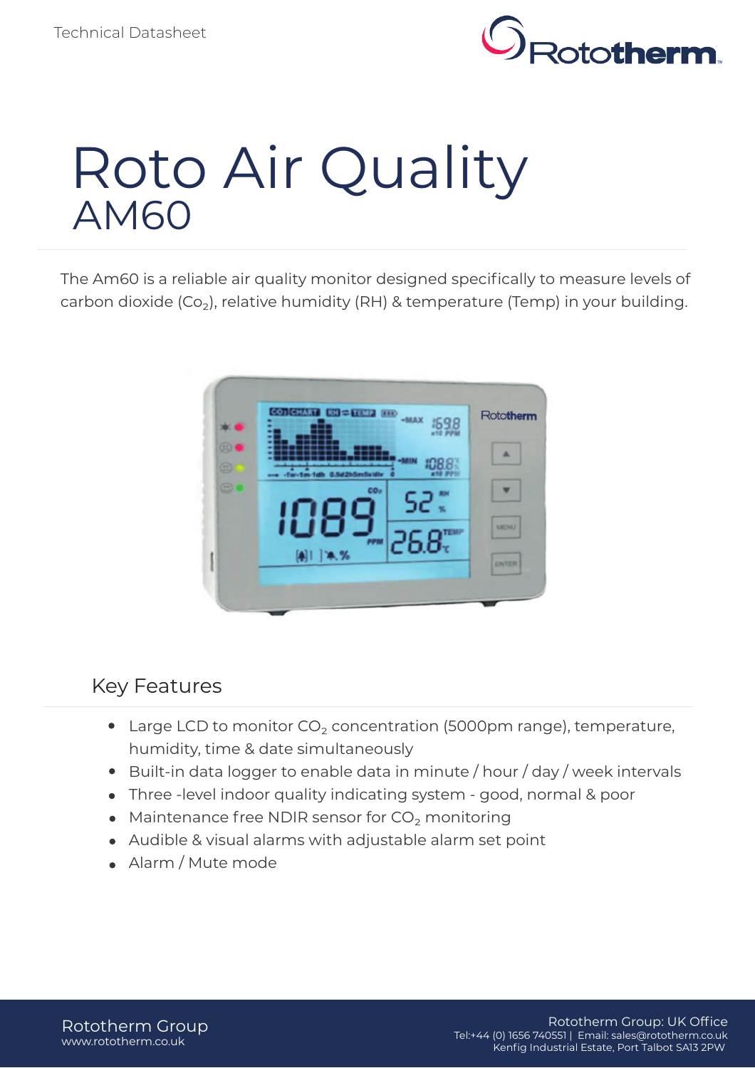Technical Datasheet

# Roto Air Quality
## AM60

The Am60 is a reliable air quality monitor designed specifically to measure levels of carbon dioxide ($Co_2$), relative humidity (RH) & temperature (Temp) in your building.

### Key Features

- Large LCD to monitor $CO_2$ concentration (5000pm range), temperature, humidity, time & date simultaneously
- Built-in data logger to enable data in minute / hour / day / week intervals
- Three -level indoor quality indicating system - good, normal & poor
- Maintenance free NDIR sensor for $CO_2$ monitoring
- Audible & visual alarms with adjustable alarm set point
- Alarm / Mute mode

Rototherm Group
www.rototherm.co.uk

Rototherm Group: UK Office
Tel:+44 (0) 1656 740551 | Email: sales@rototherm.co.uk
Kenfig Industrial Estate, Port Talbot SA13 2PW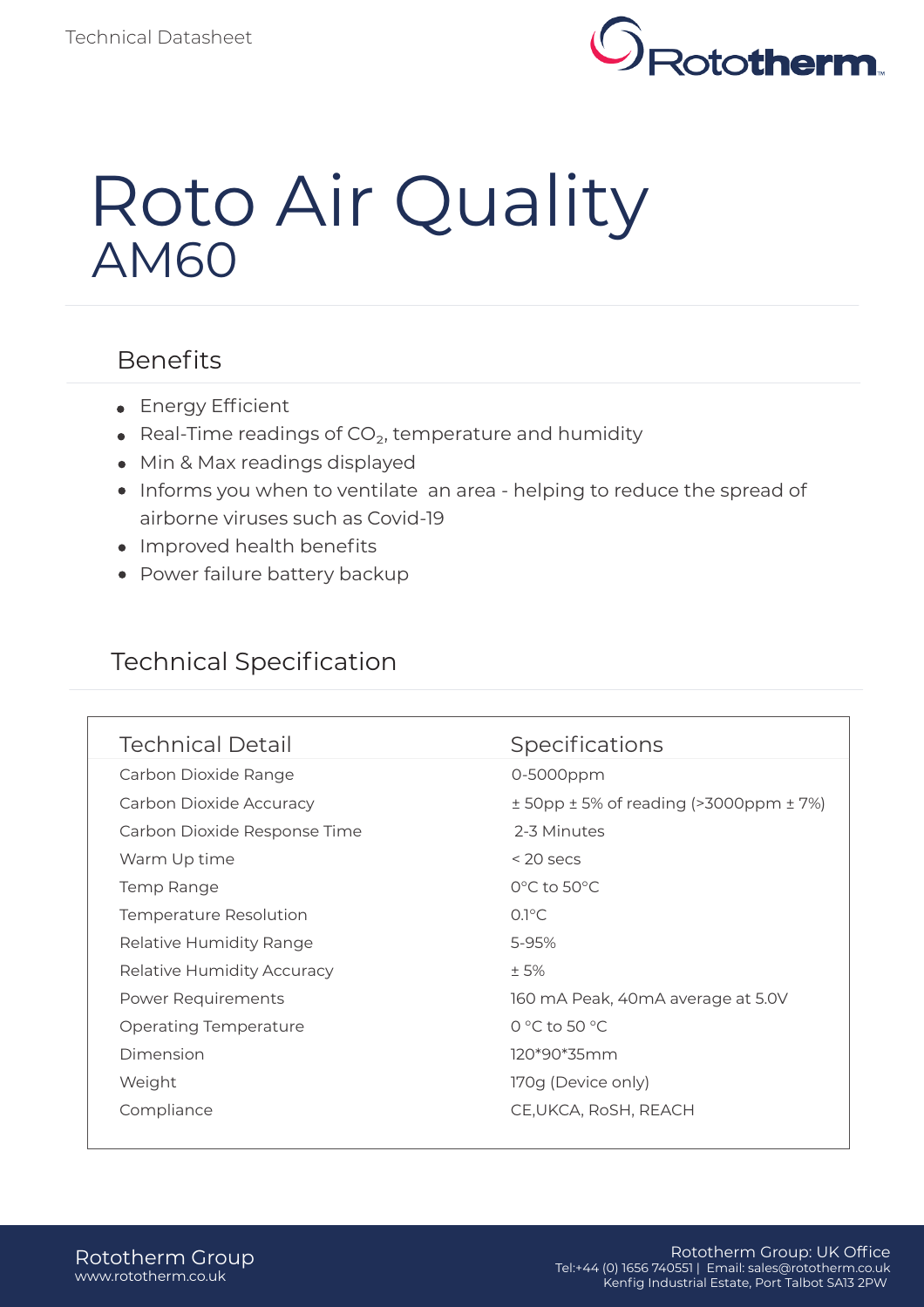Technical Datasheet

# Roto Air Quality
## AM60

### Benefits

- Energy Efficient
- Real-Time readings of $CO_2$, temperature and humidity
- Min & Max readings displayed
- Informs you when to ventilate an area - helping to reduce the spread of airborne viruses such as Covid-19
- Improved health benefits
- Power failure battery backup

### Technical Specification

| Technical Detail | Specifications |
|---|---|
| Carbon Dioxide Range | 0-5000ppm |
| Carbon Dioxide Accuracy | ± 50pp ± 5% of reading (>3000ppm ± 7%) |
| Carbon Dioxide Response Time | 2-3 Minutes |
| Warm Up time | < 20 secs |
| Temp Range | 0°C to 50°C |
| Temperature Resolution | 0.1°C |
| Relative Humidity Range | 5-95% |
| Relative Humidity Accuracy | ± 5% |
| Power Requirements | 160 mA Peak, 40mA average at 5.0V |
| Operating Temperature | 0 °C to 50 °C |
| Dimension | 120*90*35mm |
| Weight | 170g (Device only) |
| Compliance | CE,UKCA, RoSH, REACH |

Rototherm Group
www.rototherm.co.uk

Rototherm Group: UK Office
Tel:+44 (0) 1656 740551 | Email: sales@rototherm.co.uk
Kenfig Industrial Estate, Port Talbot SA13 2PW